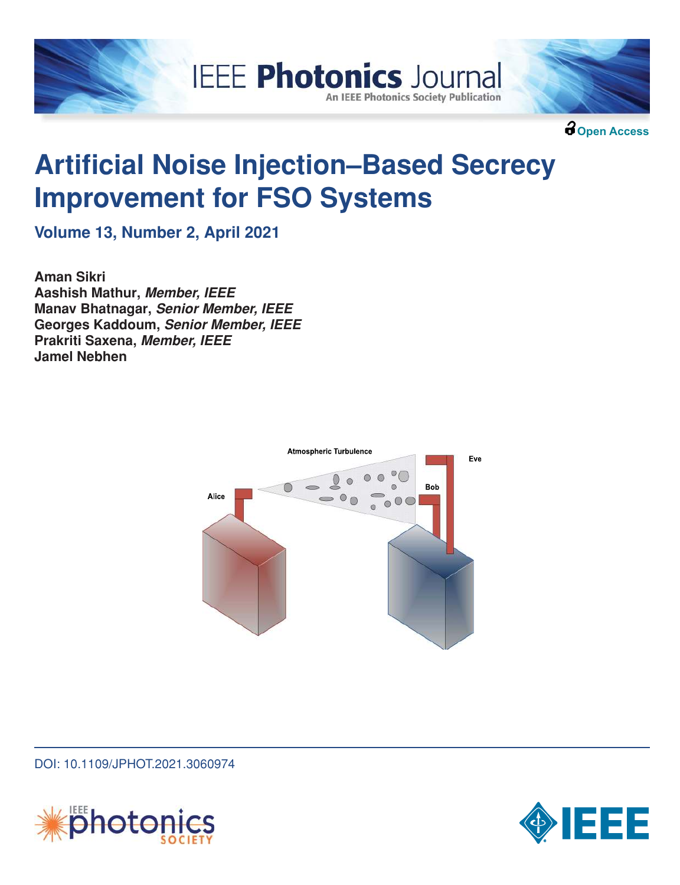# Artificial Noise Injection–Based Secrecy Improvement for FSO Systems

**Volume 13, Number 2, April 2021**

**Aman Sikri**
**Aashish Mathur, *Member, IEEE***
**Manav Bhatnagar, *Senior Member, IEEE***
**Georges Kaddoum, *Senior Member, IEEE***
**Prakriti Saxena, *Member, IEEE***
**Jamel Nebhen**

DOI: 10.1109/JPHOT.2021.3060974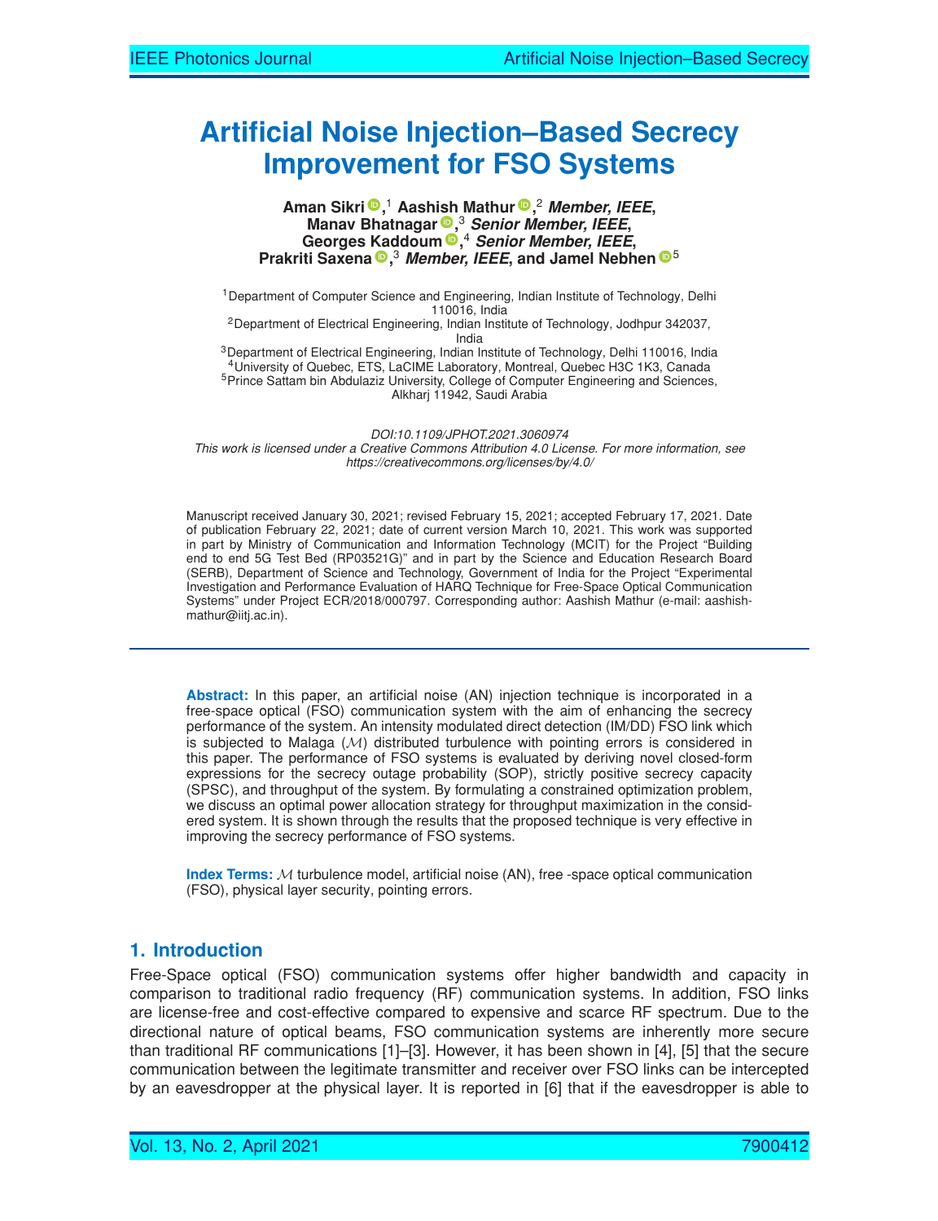# Artificial Noise Injection–Based Secrecy Improvement for FSO Systems

**Aman Sikri**[1], **Aashish Mathur**[2], ***Member, IEEE***, **Manav Bhatnagar**[3], ***Senior Member, IEEE***, **Georges Kaddoum**[4], ***Senior Member, IEEE***, **Prakriti Saxena**[3], ***Member, IEEE***, **and Jamel Nebhen**[5]

[1]Department of Computer Science and Engineering, Indian Institute of Technology, Delhi 110016, India
[2]Department of Electrical Engineering, Indian Institute of Technology, Jodhpur 342037, India
[3]Department of Electrical Engineering, Indian Institute of Technology, Delhi 110016, India
[4]University of Quebec, ETS, LaCIME Laboratory, Montreal, Quebec H3C 1K3, Canada
[5]Prince Sattam bin Abdulaziz University, College of Computer Engineering and Sciences, Alkharj 11942, Saudi Arabia

*DOI:10.1109/JPHOT.2021.3060974*
*This work is licensed under a Creative Commons Attribution 4.0 License. For more information, see https://creativecommons.org/licenses/by/4.0/*

Manuscript received January 30, 2021; revised February 15, 2021; accepted February 17, 2021. Date of publication February 22, 2021; date of current version March 10, 2021. This work was supported in part by Ministry of Communication and Information Technology (MCIT) for the Project "Building end to end 5G Test Bed (RP03521G)" and in part by the Science and Education Research Board (SERB), Department of Science and Technology, Government of India for the Project "Experimental Investigation and Performance Evaluation of HARQ Technique for Free-Space Optical Communication Systems" under Project ECR/2018/000797. Corresponding author: Aashish Mathur (e-mail: aashish-mathur@iitj.ac.in).

**Abstract:** In this paper, an artificial noise (AN) injection technique is incorporated in a free-space optical (FSO) communication system with the aim of enhancing the secrecy performance of the system. An intensity modulated direct detection (IM/DD) FSO link which is subjected to Malaga ($\mathcal{M}$) distributed turbulence with pointing errors is considered in this paper. The performance of FSO systems is evaluated by deriving novel closed-form expressions for the secrecy outage probability (SOP), strictly positive secrecy capacity (SPSC), and throughput of the system. By formulating a constrained optimization problem, we discuss an optimal power allocation strategy for throughput maximization in the considered system. It is shown through the results that the proposed technique is very effective in improving the secrecy performance of FSO systems.

**Index Terms:** $\mathcal{M}$ turbulence model, artificial noise (AN), free -space optical communication (FSO), physical layer security, pointing errors.

## 1. Introduction

Free-Space optical (FSO) communication systems offer higher bandwidth and capacity in comparison to traditional radio frequency (RF) communication systems. In addition, FSO links are license-free and cost-effective compared to expensive and scarce RF spectrum. Due to the directional nature of optical beams, FSO communication systems are inherently more secure than traditional RF communications [1]–[3]. However, it has been shown in [4], [5] that the secure communication between the legitimate transmitter and receiver over FSO links can be intercepted by an eavesdropper at the physical layer. It is reported in [6] that if the eavesdropper is able to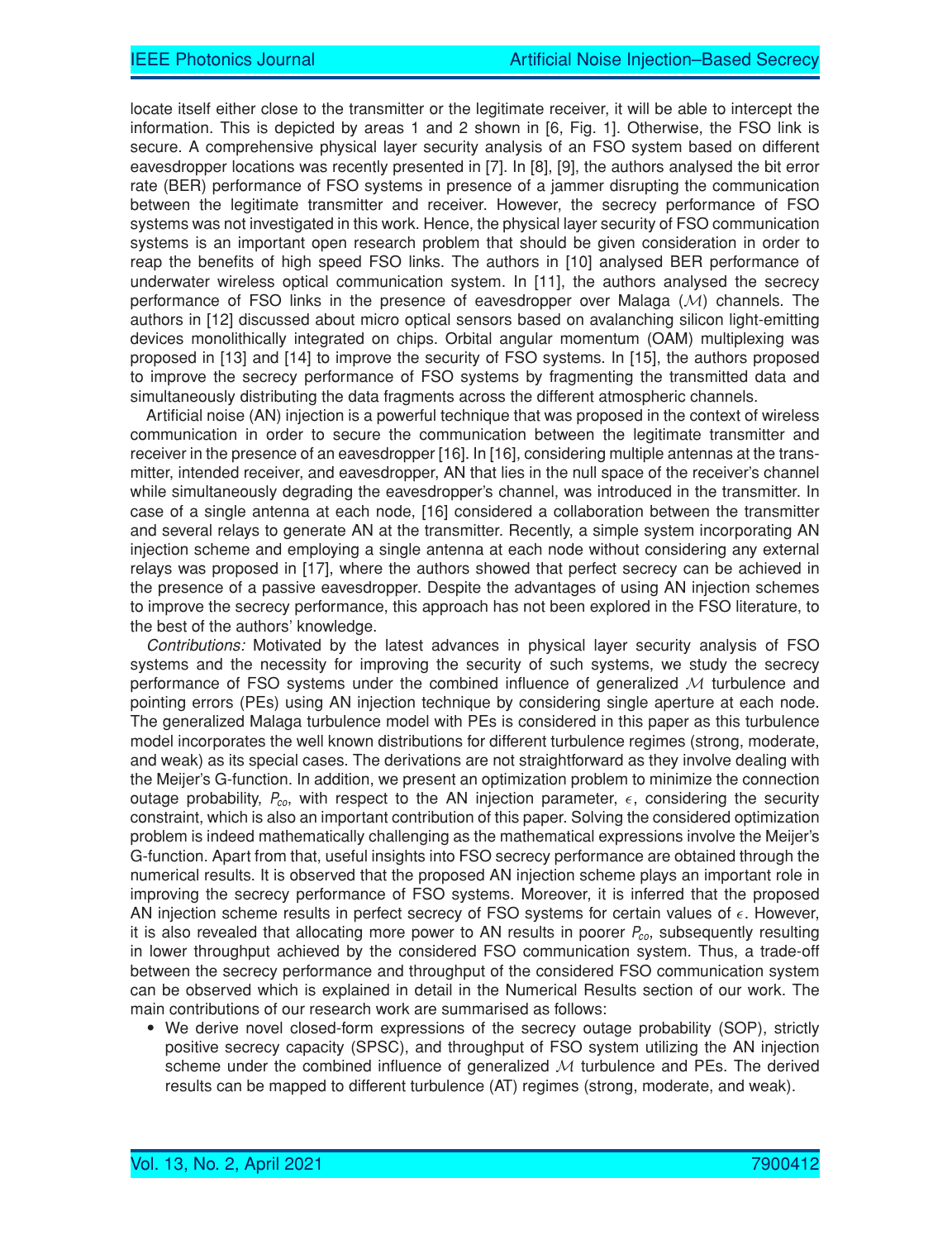locate itself either close to the transmitter or the legitimate receiver, it will be able to intercept the information. This is depicted by areas 1 and 2 shown in [6, Fig. 1]. Otherwise, the FSO link is secure. A comprehensive physical layer security analysis of an FSO system based on different eavesdropper locations was recently presented in [7]. In [8], [9], the authors analysed the bit error rate (BER) performance of FSO systems in presence of a jammer disrupting the communication between the legitimate transmitter and receiver. However, the secrecy performance of FSO systems was not investigated in this work. Hence, the physical layer security of FSO communication systems is an important open research problem that should be given consideration in order to reap the benefits of high speed FSO links. The authors in [10] analysed BER performance of underwater wireless optical communication system. In [11], the authors analysed the secrecy performance of FSO links in the presence of eavesdropper over Malaga ($\mathcal{M}$) channels. The authors in [12] discussed about micro optical sensors based on avalanching silicon light-emitting devices monolithically integrated on chips. Orbital angular momentum (OAM) multiplexing was proposed in [13] and [14] to improve the security of FSO systems. In [15], the authors proposed to improve the secrecy performance of FSO systems by fragmenting the transmitted data and simultaneously distributing the data fragments across the different atmospheric channels.

Artificial noise (AN) injection is a powerful technique that was proposed in the context of wireless communication in order to secure the communication between the legitimate transmitter and receiver in the presence of an eavesdropper [16]. In [16], considering multiple antennas at the transmitter, intended receiver, and eavesdropper, AN that lies in the null space of the receiver's channel while simultaneously degrading the eavesdropper's channel, was introduced in the transmitter. In case of a single antenna at each node, [16] considered a collaboration between the transmitter and several relays to generate AN at the transmitter. Recently, a simple system incorporating AN injection scheme and employing a single antenna at each node without considering any external relays was proposed in [17], where the authors showed that perfect secrecy can be achieved in the presence of a passive eavesdropper. Despite the advantages of using AN injection schemes to improve the secrecy performance, this approach has not been explored in the FSO literature, to the best of the authors' knowledge.

*Contributions:* Motivated by the latest advances in physical layer security analysis of FSO systems and the necessity for improving the security of such systems, we study the secrecy performance of FSO systems under the combined influence of generalized $\mathcal{M}$ turbulence and pointing errors (PEs) using AN injection technique by considering single aperture at each node. The generalized Malaga turbulence model with PEs is considered in this paper as this turbulence model incorporates the well known distributions for different turbulence regimes (strong, moderate, and weak) as its special cases. The derivations are not straightforward as they involve dealing with the Meijer's G-function. In addition, we present an optimization problem to minimize the connection outage probability, $P_{co}$, with respect to the AN injection parameter, $\epsilon$, considering the security constraint, which is also an important contribution of this paper. Solving the considered optimization problem is indeed mathematically challenging as the mathematical expressions involve the Meijer's G-function. Apart from that, useful insights into FSO secrecy performance are obtained through the numerical results. It is observed that the proposed AN injection scheme plays an important role in improving the secrecy performance of FSO systems. Moreover, it is inferred that the proposed AN injection scheme results in perfect secrecy of FSO systems for certain values of $\epsilon$. However, it is also revealed that allocating more power to AN results in poorer $P_{co}$, subsequently resulting in lower throughput achieved by the considered FSO communication system. Thus, a trade-off between the secrecy performance and throughput of the considered FSO communication system can be observed which is explained in detail in the Numerical Results section of our work. The main contributions of our research work are summarised as follows:

- We derive novel closed-form expressions of the secrecy outage probability (SOP), strictly positive secrecy capacity (SPSC), and throughput of FSO system utilizing the AN injection scheme under the combined influence of generalized $\mathcal{M}$ turbulence and PEs. The derived results can be mapped to different turbulence (AT) regimes (strong, moderate, and weak).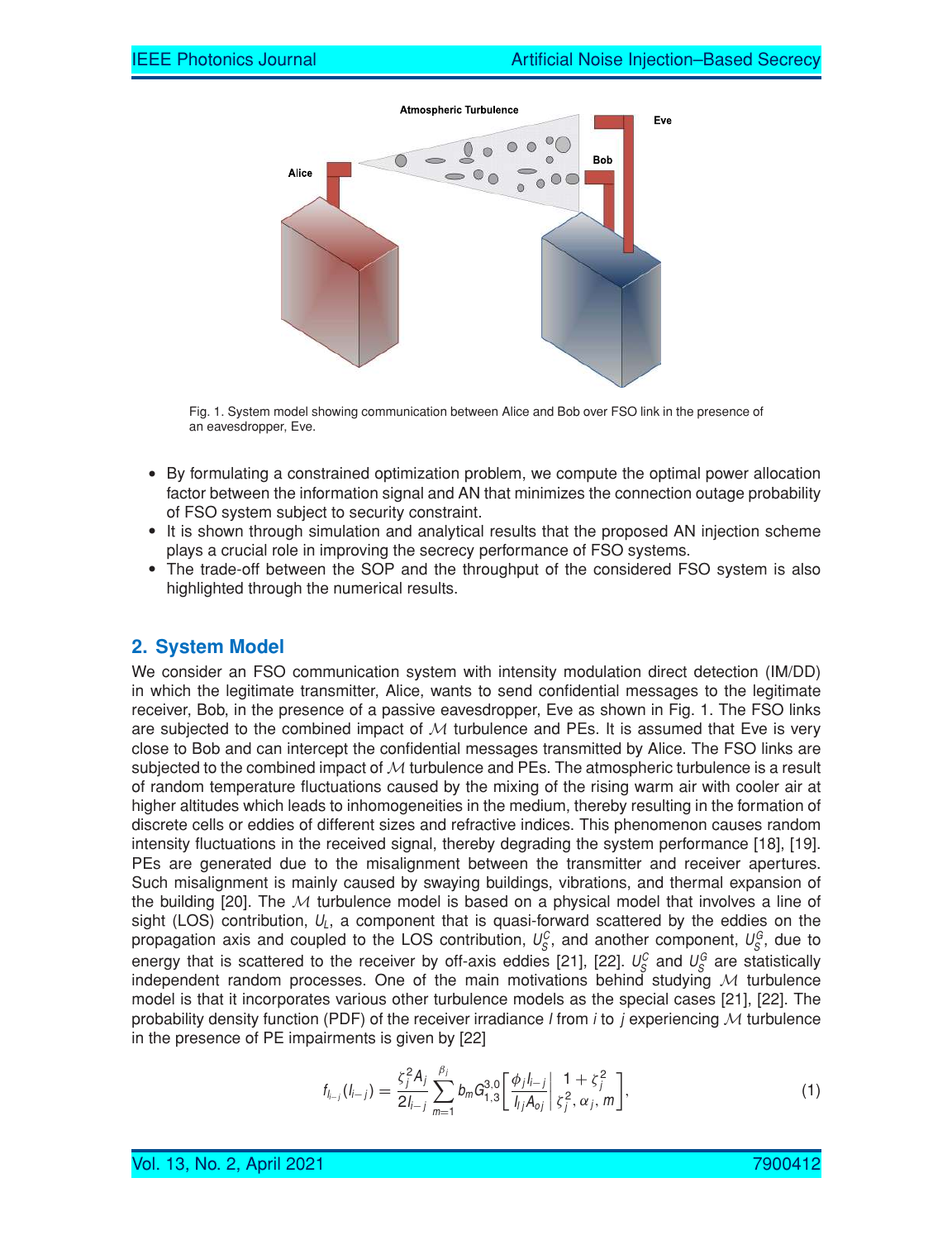Fig. 1. System model showing communication between Alice and Bob over FSO link in the presence of an eavesdropper, Eve.

- By formulating a constrained optimization problem, we compute the optimal power allocation factor between the information signal and AN that minimizes the connection outage probability of FSO system subject to security constraint.
- It is shown through simulation and analytical results that the proposed AN injection scheme plays a crucial role in improving the secrecy performance of FSO systems.
- The trade-off between the SOP and the throughput of the considered FSO system is also highlighted through the numerical results.

## 2. System Model

We consider an FSO communication system with intensity modulation direct detection (IM/DD) in which the legitimate transmitter, Alice, wants to send confidential messages to the legitimate receiver, Bob, in the presence of a passive eavesdropper, Eve as shown in Fig. 1. The FSO links are subjected to the combined impact of $\mathcal{M}$ turbulence and PEs. It is assumed that Eve is very close to Bob and can intercept the confidential messages transmitted by Alice. The FSO links are subjected to the combined impact of $\mathcal{M}$ turbulence and PEs. The atmospheric turbulence is a result of random temperature fluctuations caused by the mixing of the rising warm air with cooler air at higher altitudes which leads to inhomogeneities in the medium, thereby resulting in the formation of discrete cells or eddies of different sizes and refractive indices. This phenomenon causes random intensity fluctuations in the received signal, thereby degrading the system performance [18], [19]. PEs are generated due to the misalignment between the transmitter and receiver apertures. Such misalignment is mainly caused by swaying buildings, vibrations, and thermal expansion of the building [20]. The $\mathcal{M}$ turbulence model is based on a physical model that involves a line of sight (LOS) contribution, $U_L$, a component that is quasi-forward scattered by the eddies on the propagation axis and coupled to the LOS contribution, $U_S^C$, and another component, $U_S^G$, due to energy that is scattered to the receiver by off-axis eddies [21], [22]. $U_S^C$ and $U_S^G$ are statistically independent random processes. One of the main motivations behind studying $\mathcal{M}$ turbulence model is that it incorporates various other turbulence models as the special cases [21], [22]. The probability density function (PDF) of the receiver irradiance $I$ from $i$ to $j$ experiencing $\mathcal{M}$ turbulence in the presence of PE impairments is given by [22]

$$f_{I_{i-j}}(I_{i-j}) = \frac{\zeta_j^2 A_j}{2 I_{i-j}} \sum_{m=1}^{\beta_j} b_m G_{1,3}^{3,0}\left[ \frac{\phi_j I_{i-j}}{I_{lj} A_{oj}} \middle| \begin{matrix} 1+\zeta_j^2 \\ \zeta_j^2, \alpha_j, m \end{matrix} \right], \tag{1}$$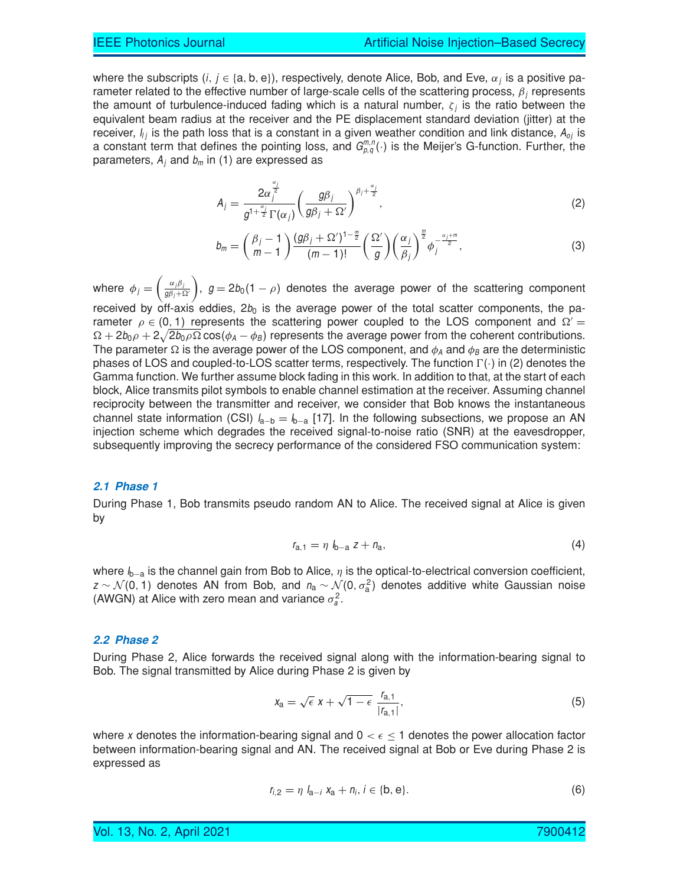where the subscripts ($i$, $j \in \{\text{a}, \text{b}, \text{e}\}$), respectively, denote Alice, Bob, and Eve, $\alpha_j$ is a positive parameter related to the effective number of large-scale cells of the scattering process, $\beta_j$ represents the amount of turbulence-induced fading which is a natural number, $\zeta_j$ is the ratio between the equivalent beam radius at the receiver and the PE displacement standard deviation (jitter) at the receiver, $I_{lj}$ is the path loss that is a constant in a given weather condition and link distance, $A_{oj}$ is a constant term that defines the pointing loss, and $G_{p,q}^{m,n}(\cdot)$ is the Meijer's G-function. Further, the parameters, $A_j$ and $b_m$ in (1) are expressed as

$$A_j = \frac{2\alpha_j^{\frac{\alpha_j}{2}}}{g^{1+\frac{\alpha_j}{2}}\,\Gamma(\alpha_j)}\left(\frac{g\beta_j}{g\beta_j+\Omega'}\right)^{\beta_j+\frac{\alpha_j}{2}}, \tag{2}$$

$$b_m = \binom{\beta_j - 1}{m-1}\frac{(g\beta_j+\Omega')^{1-\frac{m}{2}}}{(m-1)!}\left(\frac{\Omega'}{g}\right)\left(\frac{\alpha_j}{\beta_j}\right)^{\frac{m}{2}}\phi_j^{-\frac{\alpha_j+m}{2}}, \tag{3}$$

where $\phi_j = \left(\frac{\alpha_j\beta_j}{g\beta_j+\Omega'}\right)$, $g = 2b_0(1-\rho)$ denotes the average power of the scattering component received by off-axis eddies, $2b_0$ is the average power of the total scatter components, the parameter $\rho \in (0,1)$ represents the scattering power coupled to the LOS component and $\Omega' = \Omega + 2b_0\rho + 2\sqrt{2b_0\rho\Omega}\cos(\phi_A - \phi_B)$ represents the average power from the coherent contributions. The parameter $\Omega$ is the average power of the LOS component, and $\phi_A$ and $\phi_B$ are the deterministic phases of LOS and coupled-to-LOS scatter terms, respectively. The function $\Gamma(\cdot)$ in (2) denotes the Gamma function. We further assume block fading in this work. In addition to that, at the start of each block, Alice transmits pilot symbols to enable channel estimation at the receiver. Assuming channel reciprocity between the transmitter and receiver, we consider that Bob knows the instantaneous channel state information (CSI) $I_{\text{a}-\text{b}} = I_{\text{b}-\text{a}}$ [17]. In the following subsections, we propose an AN injection scheme which degrades the received signal-to-noise ratio (SNR) at the eavesdropper, subsequently improving the secrecy performance of the considered FSO communication system:

### *2.1 Phase 1*

During Phase 1, Bob transmits pseudo random AN to Alice. The received signal at Alice is given by

$$r_{\text{a},1} = \eta\, I_{\text{b}-\text{a}}\, z + n_{\text{a}}, \tag{4}$$

where $I_{\text{b}-\text{a}}$ is the channel gain from Bob to Alice, $\eta$ is the optical-to-electrical conversion coefficient, $z \sim \mathcal{N}(0,1)$ denotes AN from Bob, and $n_{\text{a}} \sim \mathcal{N}(0, \sigma_{\text{a}}^2)$ denotes additive white Gaussian noise (AWGN) at Alice with zero mean and variance $\sigma_a^2$.

### *2.2 Phase 2*

During Phase 2, Alice forwards the received signal along with the information-bearing signal to Bob. The signal transmitted by Alice during Phase 2 is given by

$$x_{\text{a}} = \sqrt{\epsilon}\, x + \sqrt{1-\epsilon}\,\frac{r_{\text{a},1}}{|r_{\text{a},1}|}, \tag{5}$$

where $x$ denotes the information-bearing signal and $0 < \epsilon \le 1$ denotes the power allocation factor between information-bearing signal and AN. The received signal at Bob or Eve during Phase 2 is expressed as

$$r_{i,2} = \eta\, I_{\text{a}-i}\, x_{\text{a}} + n_i,\ i \in \{\text{b}, \text{e}\}. \tag{6}$$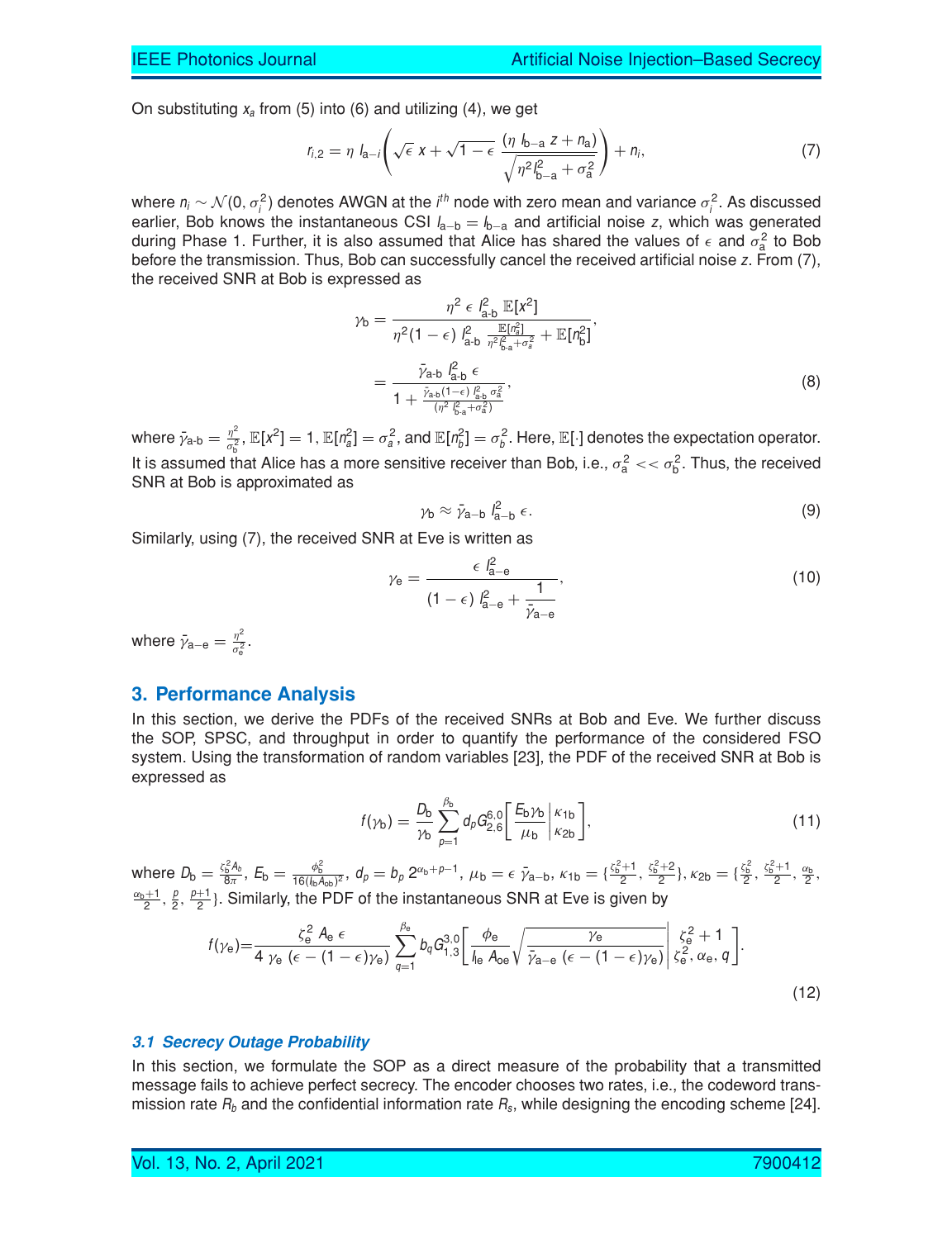On substituting $x_a$ from (5) into (6) and utilizing (4), we get

$$r_{i,2} = \eta \, I_{\text{a}-i}\left(\sqrt{\epsilon}\; x + \sqrt{1-\epsilon}\; \frac{(\eta \, I_{\text{b}-\text{a}}\, z + n_{\text{a}})}{\sqrt{\eta^2 I_{\text{b}-\text{a}}^2 + \sigma_{\text{a}}^2}}\right) + n_i, \tag{7}$$

where $n_i \sim \mathcal{N}(0, \sigma_i^2)$ denotes AWGN at the $i^{th}$ node with zero mean and variance $\sigma_i^2$. As discussed earlier, Bob knows the instantaneous CSI $I_{\text{a}-\text{b}} = I_{\text{b}-\text{a}}$ and artificial noise $z$, which was generated during Phase 1. Further, it is also assumed that Alice has shared the values of $\epsilon$ and $\sigma_{\text{a}}^2$ to Bob before the transmission. Thus, Bob can successfully cancel the received artificial noise $z$. From (7), the received SNR at Bob is expressed as

$$\begin{aligned}
\gamma_{\text{b}} &= \frac{\eta^2 \, \epsilon \, I_{\text{a-b}}^2 \, \mathbb{E}[x^2]}{\eta^2 (1-\epsilon)\, I_{\text{a-b}}^2 \, \frac{\mathbb{E}[n_{\text{a}}^2]}{\eta^2 I_{\text{b-a}}^2 + \sigma_{\text{a}}^2} + \mathbb{E}[n_{\text{b}}^2]}, \\
&= \frac{\bar{\gamma}_{\text{a-b}}\, I_{\text{a-b}}^2 \, \epsilon}{1 + \frac{\bar{\gamma}_{\text{a-b}} (1-\epsilon)\, I_{\text{a-b}}^2 \, \sigma_{\text{a}}^2}{(\eta^2 \, I_{\text{b-a}}^2 + \sigma_{\text{a}}^2)}},
\end{aligned} \tag{8}$$

where $\bar{\gamma}_{\text{a-b}} = \frac{\eta^2}{\sigma_{\text{b}}^2}$, $\mathbb{E}[x^2] = 1$, $\mathbb{E}[n_a^2] = \sigma_a^2$, and $\mathbb{E}[n_b^2] = \sigma_b^2$. Here, $\mathbb{E}[\cdot]$ denotes the expectation operator. It is assumed that Alice has a more sensitive receiver than Bob, i.e., $\sigma_{\text{a}}^2 << \sigma_{\text{b}}^2$. Thus, the received SNR at Bob is approximated as

$$\gamma_{\text{b}} \approx \bar{\gamma}_{\text{a}-\text{b}}\; I_{\text{a}-\text{b}}^2 \; \epsilon. \tag{9}$$

Similarly, using (7), the received SNR at Eve is written as

$$\gamma_{\text{e}} = \frac{\epsilon \; I_{\text{a}-\text{e}}^2}{(1-\epsilon)\; I_{\text{a}-\text{e}}^2 + \dfrac{1}{\bar{\gamma}_{\text{a}-\text{e}}}}, \tag{10}$$

where $\bar{\gamma}_{\text{a}-\text{e}} = \frac{\eta^2}{\sigma_{\text{e}}^2}$.

## 3. Performance Analysis

In this section, we derive the PDFs of the received SNRs at Bob and Eve. We further discuss the SOP, SPSC, and throughput in order to quantify the performance of the considered FSO system. Using the transformation of random variables [23], the PDF of the received SNR at Bob is expressed as

$$f(\gamma_{\text{b}}) = \frac{D_{\text{b}}}{\gamma_{\text{b}}} \sum_{p=1}^{\beta_{\text{b}}} d_p G_{2,6}^{6,0}\left[\frac{E_{\text{b}} \gamma_{\text{b}}}{\mu_{\text{b}}} \middle| \begin{matrix} \kappa_{1\text{b}} \\ \kappa_{2\text{b}} \end{matrix}\right], \tag{11}$$

where $D_{\text{b}} = \frac{\zeta_{\text{b}}^2 A_{\text{b}}}{8\pi}$, $E_{\text{b}} = \frac{\phi_{\text{b}}^2}{16 (I_{\text{b}} A_{\text{ob}})^2}$, $d_p = b_p\, 2^{\alpha_{\text{b}}+p-1}$, $\mu_{\text{b}} = \epsilon \; \bar{\gamma}_{\text{a}-\text{b}}$, $\kappa_{1\text{b}} = \{\frac{\zeta_{\text{b}}^2+1}{2}, \frac{\zeta_{\text{b}}^2+2}{2}\}$, $\kappa_{2\text{b}} = \{\frac{\zeta_{\text{b}}^2}{2}, \frac{\zeta_{\text{b}}^2+1}{2}, \frac{\alpha_{\text{b}}}{2}, \frac{\alpha_{\text{b}}+1}{2}, \frac{p}{2}, \frac{p+1}{2}\}$. Similarly, the PDF of the instantaneous SNR at Eve is given by

$$f(\gamma_{\text{e}}) = \frac{\zeta_{\text{e}}^2 \; A_{\text{e}} \; \epsilon}{4 \; \gamma_{\text{e}} \; (\epsilon - (1-\epsilon)\gamma_{\text{e}})} \sum_{q=1}^{\beta_{\text{e}}} b_q G_{1,3}^{3,0}\left[\frac{\phi_{\text{e}}}{I_{\text{e}} \; A_{\text{oe}}} \sqrt{\frac{\gamma_{\text{e}}}{\bar{\gamma}_{\text{a}-\text{e}} \; (\epsilon - (1-\epsilon)\gamma_{\text{e}})}} \middle| \begin{matrix} \zeta_{\text{e}}^2 + 1 \\ \zeta_{\text{e}}^2, \alpha_{\text{e}}, q \end{matrix}\right]. \tag{12}$$

### 3.1 Secrecy Outage Probability

In this section, we formulate the SOP as a direct measure of the probability that a transmitted message fails to achieve perfect secrecy. The encoder chooses two rates, i.e., the codeword transmission rate $R_b$ and the confidential information rate $R_s$, while designing the encoding scheme [24].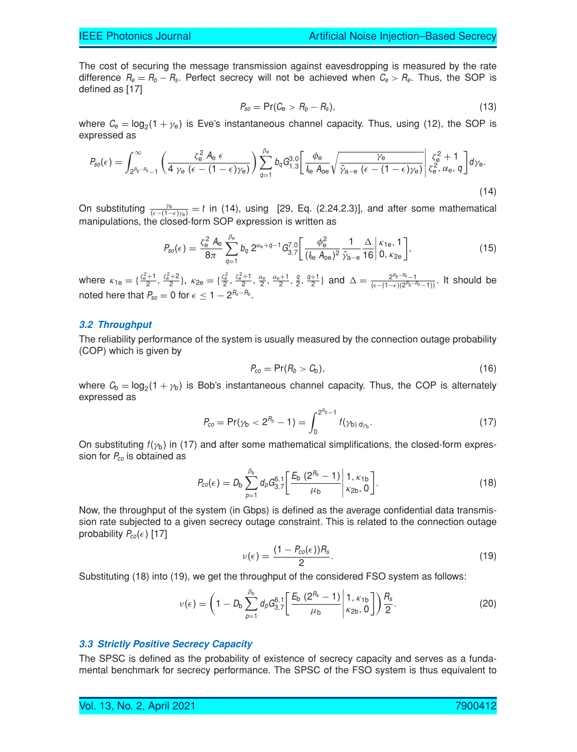The cost of securing the message transmission against eavesdropping is measured by the rate difference $R_e = R_b - R_s$. Perfect secrecy will not be achieved when $C_e > R_e$. Thus, the SOP is defined as [17]

$$P_{so} = \Pr(C_{\rm e} > R_b - R_s), \tag{13}$$

where $C_{\rm e} = \log_2(1 + \gamma_{\rm e})$ is Eve's instantaneous channel capacity. Thus, using (12), the SOP is expressed as

$$P_{so}(\epsilon) = \int_{2^{R_b - R_s} - 1}^{\infty} \left( \frac{\zeta_{\rm e}^2 \, A_{\rm e} \, \epsilon}{4 \, \gamma_{\rm e} \, (\epsilon - (1 - \epsilon)\gamma_{\rm e})} \right) \sum_{q=1}^{\beta_{\rm e}} b_q G_{1,3}^{3,0} \left[ \frac{\phi_{\rm e}}{I_{l{\rm e}} \, A_{o{\rm e}}} \sqrt{\frac{\gamma_{\rm e}}{\bar{\gamma}_{\rm a-e} \, (\epsilon - (1 - \epsilon)\gamma_{\rm e})}} \middle| \begin{matrix} \zeta_{\rm e}^2 + 1 \\ \zeta_{\rm e}^2, \alpha_{\rm e}, q \end{matrix} \right] d\gamma_{\rm e}. \tag{14}$$

On substituting $\frac{\gamma_{\rm e}}{(\epsilon - (1 - \epsilon)\gamma_{\rm e})} = t$ in (14), using [29, Eq. (2.24.2.3)], and after some mathematical manipulations, the closed-form SOP expression is written as

$$P_{so}(\epsilon) = \frac{\zeta_{\rm e}^2 \, A_{\rm e}}{8\pi} \sum_{q=1}^{\beta_{\rm e}} b_q \, 2^{\alpha_{\rm e} + q - 1} G_{3,7}^{7,0} \left[ \frac{\phi_{\rm e}^2}{(I_{l{\rm e}} \, A_{o{\rm e}})^2} \frac{1}{\bar{\gamma}_{\rm a-e}} \frac{\Delta}{16} \middle| \begin{matrix} \kappa_{1{\rm e}}, 1 \\ 0, \kappa_{2{\rm e}} \end{matrix} \right], \tag{15}$$

where $\kappa_{1{\rm e}} = \{\frac{\zeta_{\rm e}^2 + 1}{2}, \frac{\zeta_{\rm e}^2 + 2}{2}\}$, $\kappa_{2{\rm e}} = \{\frac{\zeta_{\rm e}^2}{2}, \frac{\zeta_{\rm e}^2 + 1}{2}, \frac{\alpha_{\rm e}}{2}, \frac{\alpha_{\rm e} + 1}{2}, \frac{q}{2}, \frac{q + 1}{2}\}$ and $\Delta = \frac{2^{R_b - R_s} - 1}{(\epsilon - (1 - \epsilon)(2^{R_b - R_s} - 1))}$. It should be noted here that $P_{so} = 0$ for $\epsilon \leq 1 - 2^{R_s - R_b}$.

### *3.2 Throughput*

The reliability performance of the system is usually measured by the connection outage probability (COP) which is given by

$$P_{co} = \Pr(R_b > C_{\rm b}), \tag{16}$$

where $C_{\rm b} = \log_2(1 + \gamma_{\rm b})$ is Bob's instantaneous channel capacity. Thus, the COP is alternately expressed as

$$P_{co} = \Pr(\gamma_{\rm b} < 2^{R_b} - 1) = \int_0^{2^{R_b} - 1} f(\gamma_{\rm b}) \, d\gamma_{\rm b}. \tag{17}$$

On substituting $f(\gamma_{\rm b})$ in (17) and after some mathematical simplifications, the closed-form expression for $P_{co}$ is obtained as

$$P_{co}(\epsilon) = D_{\rm b} \sum_{p=1}^{\beta_{\rm b}} d_p G_{3,7}^{6,1} \left[ \frac{E_{\rm b} \, (2^{R_b} - 1)}{\mu_{\rm b}} \middle| \begin{matrix} 1, \kappa_{1{\rm b}} \\ \kappa_{2{\rm b}}, 0 \end{matrix} \right]. \tag{18}$$

Now, the throughput of the system (in Gbps) is defined as the average confidential data transmission rate subjected to a given secrecy outage constraint. This is related to the connection outage probability $P_{co}(\epsilon)$ [17]

$$\nu(\epsilon) = \frac{(1 - P_{co}(\epsilon))R_s}{2}. \tag{19}$$

Substituting (18) into (19), we get the throughput of the considered FSO system as follows:

$$\nu(\epsilon) = \left( 1 - D_{\rm b} \sum_{p=1}^{\beta_{\rm b}} d_p G_{3,7}^{6,1} \left[ \frac{E_{\rm b} \, (2^{R_b} - 1)}{\mu_{\rm b}} \middle| \begin{matrix} 1, \kappa_{1{\rm b}} \\ \kappa_{2{\rm b}}, 0 \end{matrix} \right] \right) \frac{R_s}{2}. \tag{20}$$

### *3.3 Strictly Positive Secrecy Capacity*

The SPSC is defined as the probability of existence of secrecy capacity and serves as a fundamental benchmark for secrecy performance. The SPSC of the FSO system is thus equivalent to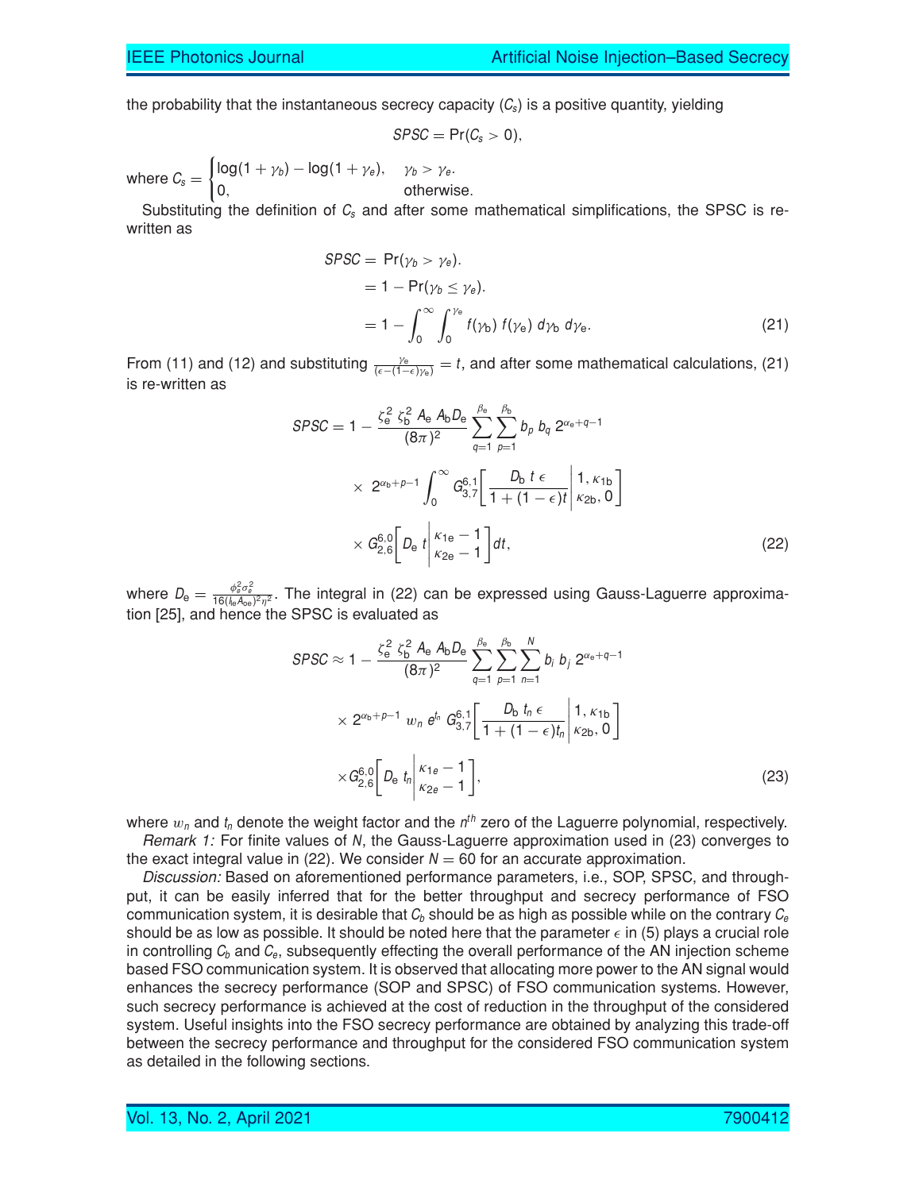the probability that the instantaneous secrecy capacity ($C_s$) is a positive quantity, yielding

$$SPSC = \Pr(C_s > 0),$$

where $C_s = \begin{cases} \log(1+\gamma_b) - \log(1+\gamma_e), & \gamma_b > \gamma_e. \\ 0, & \text{otherwise.} \end{cases}$

Substituting the definition of $C_s$ and after some mathematical simplifications, the SPSC is re-written as

$$\begin{aligned} SPSC &= \Pr(\gamma_b > \gamma_e). \\ &= 1 - \Pr(\gamma_b \leq \gamma_e). \\ &= 1 - \int_0^{\infty} \int_0^{\gamma_e} f(\gamma_b)\, f(\gamma_e)\, d\gamma_b\, d\gamma_e. \end{aligned} \tag{21}$$

From (11) and (12) and substituting $\frac{\gamma_e}{(\epsilon-(1-\epsilon)\gamma_e)} = t$, and after some mathematical calculations, (21) is re-written as

$$\begin{aligned} SPSC = 1 - &\frac{\zeta_e^2\, \zeta_b^2\, A_e\, A_b D_e}{(8\pi)^2} \sum_{q=1}^{\beta_e} \sum_{p=1}^{\beta_b} b_p\, b_q\, 2^{\alpha_e+q-1} \\ &\times\; 2^{\alpha_b+p-1} \int_0^{\infty} G_{3,7}^{6,1}\left[ \frac{D_b\, t\, \epsilon}{1+(1-\epsilon)t} \middle| \begin{matrix} 1, \kappa_{1b} \\ \kappa_{2b}, 0 \end{matrix} \right] \\ &\times G_{2,6}^{6,0}\left[ D_e\, t \middle| \begin{matrix} \kappa_{1e}-1 \\ \kappa_{2e}-1 \end{matrix} \right] dt, \end{aligned} \tag{22}$$

where $D_e = \frac{\phi_e^2 \sigma_e^2}{16(l_e A_{oe})^2 \eta^2}$. The integral in (22) can be expressed using Gauss-Laguerre approximation [25], and hence the SPSC is evaluated as

$$\begin{aligned} SPSC \approx 1 - &\frac{\zeta_e^2\, \zeta_b^2\, A_e\, A_b D_e}{(8\pi)^2} \sum_{q=1}^{\beta_e} \sum_{p=1}^{\beta_b} \sum_{n=1}^{N} b_i\, b_j\, 2^{\alpha_e+q-1} \\ &\times 2^{\alpha_b+p-1}\; w_n\, e^{t_n}\, G_{3,7}^{6,1}\left[ \frac{D_b\, t_n\, \epsilon}{1+(1-\epsilon)t_n} \middle| \begin{matrix} 1, \kappa_{1b} \\ \kappa_{2b}, 0 \end{matrix} \right] \\ &\times G_{2,6}^{6,0}\left[ D_e\, t_n \middle| \begin{matrix} \kappa_{1e}-1 \\ \kappa_{2e}-1 \end{matrix} \right], \end{aligned} \tag{23}$$

where $w_n$ and $t_n$ denote the weight factor and the $n^{th}$ zero of the Laguerre polynomial, respectively.

*Remark 1:* For finite values of $N$, the Gauss-Laguerre approximation used in (23) converges to the exact integral value in (22). We consider $N = 60$ for an accurate approximation.

*Discussion:* Based on aforementioned performance parameters, i.e., SOP, SPSC, and throughput, it can be easily inferred that for the better throughput and secrecy performance of FSO communication system, it is desirable that $C_b$ should be as high as possible while on the contrary $C_e$ should be as low as possible. It should be noted here that the parameter $\epsilon$ in (5) plays a crucial role in controlling $C_b$ and $C_e$, subsequently effecting the overall performance of the AN injection scheme based FSO communication system. It is observed that allocating more power to the AN signal would enhances the secrecy performance (SOP and SPSC) of FSO communication systems. However, such secrecy performance is achieved at the cost of reduction in the throughput of the considered system. Useful insights into the FSO secrecy performance are obtained by analyzing this trade-off between the secrecy performance and throughput for the considered FSO communication system as detailed in the following sections.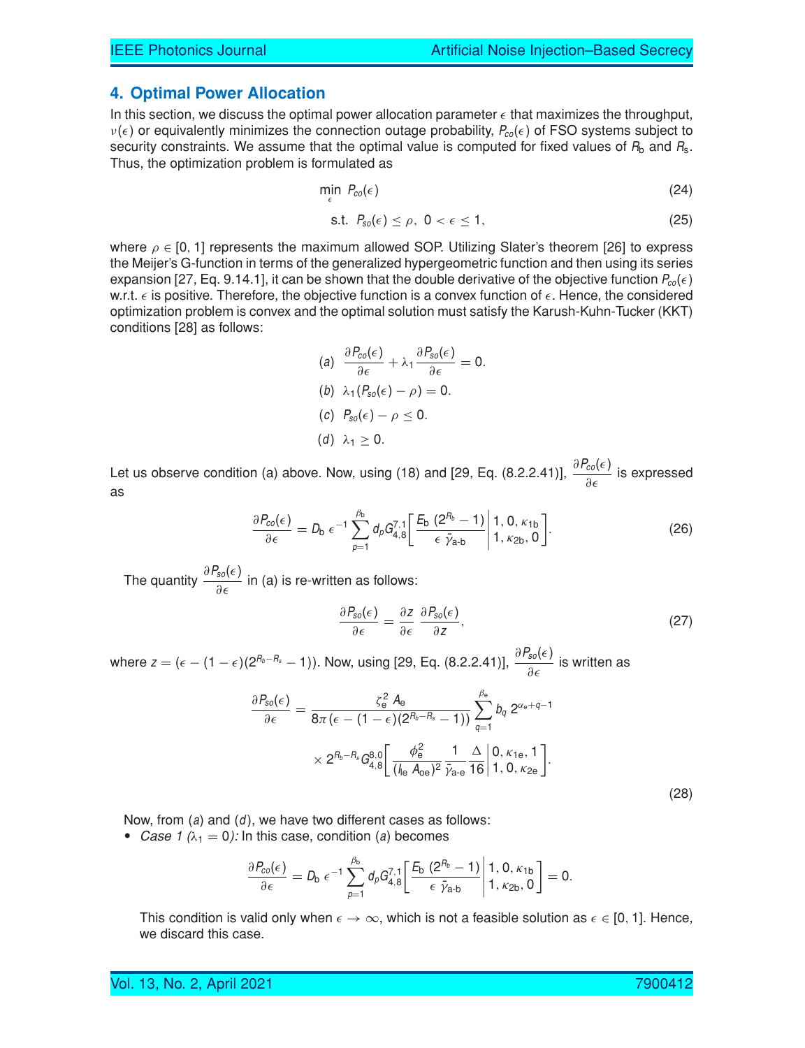## 4. Optimal Power Allocation

In this section, we discuss the optimal power allocation parameter $\epsilon$ that maximizes the throughput, $\nu(\epsilon)$ or equivalently minimizes the connection outage probability, $P_{co}(\epsilon)$ of FSO systems subject to security constraints. We assume that the optimal value is computed for fixed values of $R_{\text{b}}$ and $R_{\text{s}}$. Thus, the optimization problem is formulated as

$$\min_{\epsilon} \; P_{co}(\epsilon) \tag{24}$$

$$\text{s.t.} \;\; P_{so}(\epsilon) \leq \rho, \;\; 0 < \epsilon \leq 1, \tag{25}$$

where $\rho \in [0, 1]$ represents the maximum allowed SOP. Utilizing Slater's theorem [26] to express the Meijer's G-function in terms of the generalized hypergeometric function and then using its series expansion [27, Eq. 9.14.1], it can be shown that the double derivative of the objective function $P_{co}(\epsilon)$ w.r.t. $\epsilon$ is positive. Therefore, the objective function is a convex function of $\epsilon$. Hence, the considered optimization problem is convex and the optimal solution must satisfy the Karush-Kuhn-Tucker (KKT) conditions [28] as follows:

$$(a) \;\; \frac{\partial P_{co}(\epsilon)}{\partial \epsilon} + \lambda_1 \frac{\partial P_{so}(\epsilon)}{\partial \epsilon} = 0.$$

$$(b) \;\; \lambda_1 (P_{so}(\epsilon) - \rho) = 0.$$

$$(c) \;\; P_{so}(\epsilon) - \rho \leq 0.$$

$$(d) \;\; \lambda_1 \geq 0.$$

Let us observe condition (a) above. Now, using (18) and [29, Eq. (8.2.2.41)], $\frac{\partial P_{co}(\epsilon)}{\partial \epsilon}$ is expressed as

$$\frac{\partial P_{co}(\epsilon)}{\partial \epsilon} = D_{\text{b}} \, \epsilon^{-1} \sum_{p=1}^{\beta_{\text{b}}} d_p G_{4,8}^{7,1}\left[ \frac{E_{\text{b}} \, (2^{R_{\text{b}}} - 1)}{\epsilon \; \bar{\gamma}_{\text{a-b}}} \middle| \begin{matrix} 1, 0, \kappa_{1\text{b}} \\ 1, \kappa_{2\text{b}}, 0 \end{matrix} \right]. \tag{26}$$

The quantity $\frac{\partial P_{so}(\epsilon)}{\partial \epsilon}$ in (a) is re-written as follows:

$$\frac{\partial P_{so}(\epsilon)}{\partial \epsilon} = \frac{\partial z}{\partial \epsilon} \, \frac{\partial P_{so}(\epsilon)}{\partial z}, \tag{27}$$

where $z = (\epsilon - (1 - \epsilon)(2^{R_{\text{b}} - R_{\text{s}}} - 1))$. Now, using [29, Eq. (8.2.2.41)], $\frac{\partial P_{so}(\epsilon)}{\partial \epsilon}$ is written as

$$\frac{\partial P_{so}(\epsilon)}{\partial \epsilon} = \frac{\zeta_{\text{e}}^2 \, A_{\text{e}}}{8\pi (\epsilon - (1 - \epsilon)(2^{R_{\text{b}} - R_{\text{s}}} - 1))} \sum_{q=1}^{\beta_{\text{e}}} b_q \, 2^{\alpha_{\text{e}} + q - 1} \times 2^{R_{\text{b}} - R_{\text{s}}} G_{4,8}^{8,0}\left[ \frac{\phi_{\text{e}}^2}{(I_{\text{le}} \, A_{\text{oe}})^2} \frac{1}{\bar{\gamma}_{\text{a-e}}} \frac{\Delta}{16} \middle| \begin{matrix} 0, \kappa_{1\text{e}}, 1 \\ 1, 0, \kappa_{2\text{e}} \end{matrix} \right]. \tag{28}$$

Now, from $(a)$ and $(d)$, we have two different cases as follows:

- *Case 1 ($\lambda_1 = 0$):* In this case, condition $(a)$ becomes

$$\frac{\partial P_{co}(\epsilon)}{\partial \epsilon} = D_{\text{b}} \, \epsilon^{-1} \sum_{p=1}^{\beta_{\text{b}}} d_p G_{4,8}^{7,1}\left[ \frac{E_{\text{b}} \, (2^{R_{\text{b}}} - 1)}{\epsilon \; \bar{\gamma}_{\text{a-b}}} \middle| \begin{matrix} 1, 0, \kappa_{1\text{b}} \\ 1, \kappa_{2\text{b}}, 0 \end{matrix} \right] = 0.$$

  This condition is valid only when $\epsilon \to \infty$, which is not a feasible solution as $\epsilon \in [0, 1]$. Hence, we discard this case.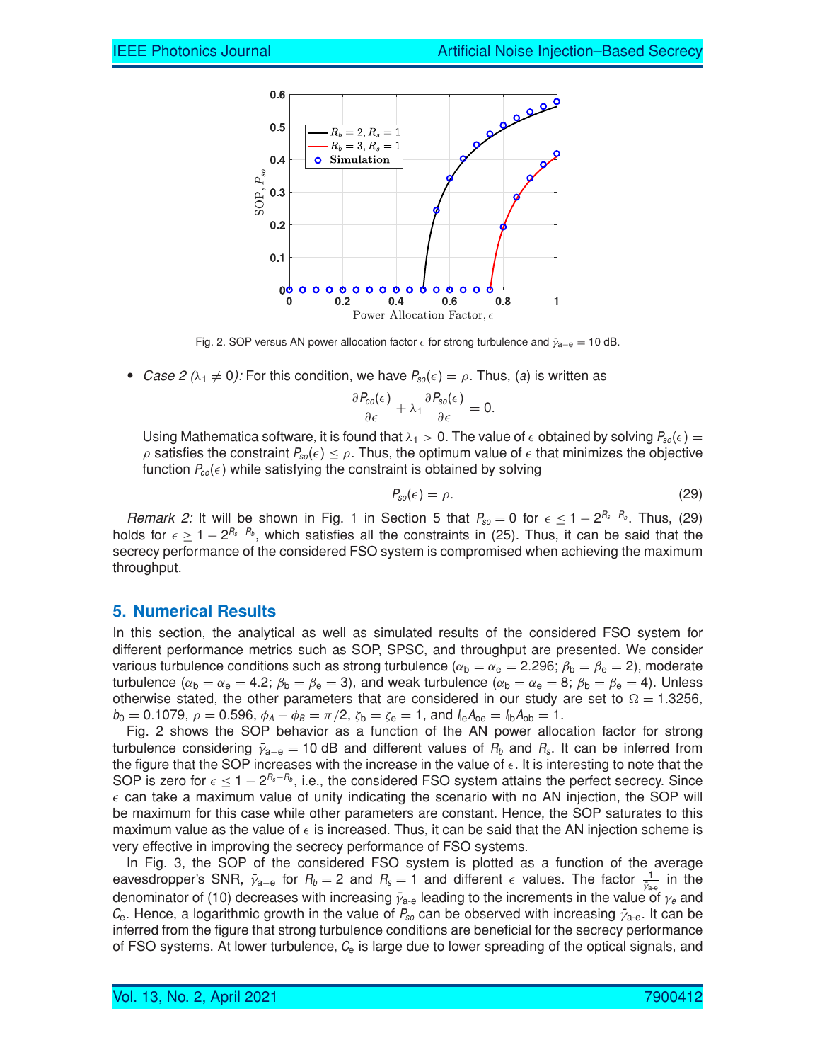Fig. 2. SOP versus AN power allocation factor $\epsilon$ for strong turbulence and $\bar{\gamma}_{a-e} = 10$ dB.

- *Case 2 ($\lambda_1 \neq 0$):* For this condition, we have $P_{so}(\epsilon) = \rho$. Thus, ($a$) is written as

$$\frac{\partial P_{co}(\epsilon)}{\partial \epsilon} + \lambda_1 \frac{\partial P_{so}(\epsilon)}{\partial \epsilon} = 0.$$

Using Mathematica software, it is found that $\lambda_1 > 0$. The value of $\epsilon$ obtained by solving $P_{so}(\epsilon) = \rho$ satisfies the constraint $P_{so}(\epsilon) \leq \rho$. Thus, the optimum value of $\epsilon$ that minimizes the objective function $P_{co}(\epsilon)$ while satisfying the constraint is obtained by solving

$$P_{so}(\epsilon) = \rho. \tag{29}$$

*Remark 2:* It will be shown in Fig. 1 in Section 5 that $P_{so} = 0$ for $\epsilon \leq 1 - 2^{R_s - R_b}$. Thus, (29) holds for $\epsilon \geq 1 - 2^{R_s - R_b}$, which satisfies all the constraints in (25). Thus, it can be said that the secrecy performance of the considered FSO system is compromised when achieving the maximum throughput.

## 5. Numerical Results

In this section, the analytical as well as simulated results of the considered FSO system for different performance metrics such as SOP, SPSC, and throughput are presented. We consider various turbulence conditions such as strong turbulence ($\alpha_b = \alpha_e = 2.296$; $\beta_b = \beta_e = 2$), moderate turbulence ($\alpha_b = \alpha_e = 4.2$; $\beta_b = \beta_e = 3$), and weak turbulence ($\alpha_b = \alpha_e = 8$; $\beta_b = \beta_e = 4$). Unless otherwise stated, the other parameters that are considered in our study are set to $\Omega = 1.3256$, $b_0 = 0.1079$, $\rho = 0.596$, $\phi_A - \phi_B = \pi/2$, $\zeta_b = \zeta_e = 1$, and $I_{le}A_{oe} = I_{lb}A_{ob} = 1$.

Fig. 2 shows the SOP behavior as a function of the AN power allocation factor for strong turbulence considering $\bar{\gamma}_{a-e} = 10$ dB and different values of $R_b$ and $R_s$. It can be inferred from the figure that the SOP increases with the increase in the value of $\epsilon$. It is interesting to note that the SOP is zero for $\epsilon \leq 1 - 2^{R_s - R_b}$, i.e., the considered FSO system attains the perfect secrecy. Since $\epsilon$ can take a maximum value of unity indicating the scenario with no AN injection, the SOP will be maximum for this case while other parameters are constant. Hence, the SOP saturates to this maximum value as the value of $\epsilon$ is increased. Thus, it can be said that the AN injection scheme is very effective in improving the secrecy performance of FSO systems.

In Fig. 3, the SOP of the considered FSO system is plotted as a function of the average eavesdropper's SNR, $\bar{\gamma}_{a-e}$ for $R_b = 2$ and $R_s = 1$ and different $\epsilon$ values. The factor $\frac{1}{\bar{\gamma}_{a-e}}$ in the denominator of (10) decreases with increasing $\bar{\gamma}_{a-e}$ leading to the increments in the value of $\gamma_e$ and $C_e$. Hence, a logarithmic growth in the value of $P_{so}$ can be observed with increasing $\bar{\gamma}_{a-e}$. It can be inferred from the figure that strong turbulence conditions are beneficial for the secrecy performance of FSO systems. At lower turbulence, $C_e$ is large due to lower spreading of the optical signals, and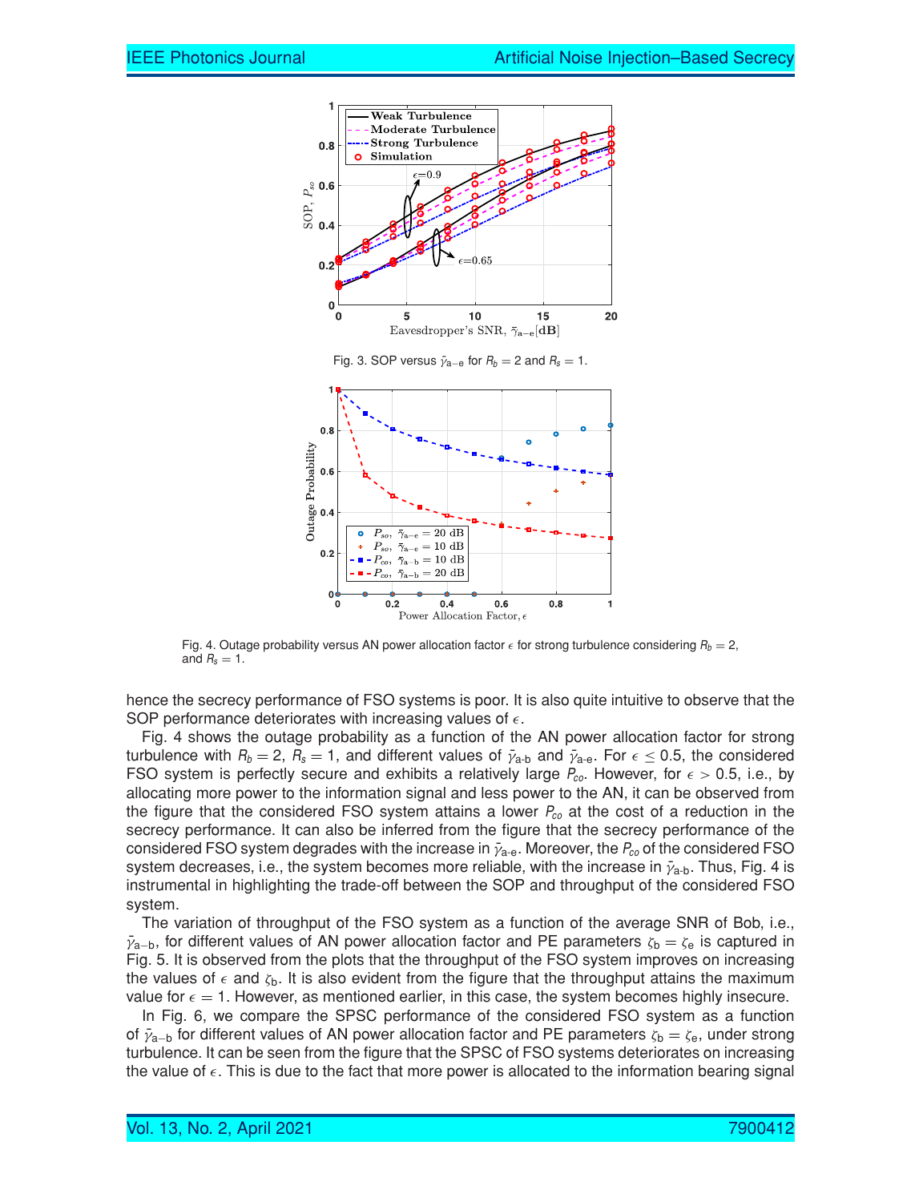Fig. 3. SOP versus $\bar{\gamma}_{a-e}$ for $R_b = 2$ and $R_s = 1$.

Fig. 4. Outage probability versus AN power allocation factor $\epsilon$ for strong turbulence considering $R_b = 2$, and $R_s = 1$.

hence the secrecy performance of FSO systems is poor. It is also quite intuitive to observe that the SOP performance deteriorates with increasing values of $\epsilon$.

Fig. 4 shows the outage probability as a function of the AN power allocation factor for strong turbulence with $R_b = 2$, $R_s = 1$, and different values of $\bar{\gamma}_{\text{a-b}}$ and $\bar{\gamma}_{\text{a-e}}$. For $\epsilon \leq 0.5$, the considered FSO system is perfectly secure and exhibits a relatively large $P_{co}$. However, for $\epsilon > 0.5$, i.e., by allocating more power to the information signal and less power to the AN, it can be observed from the figure that the considered FSO system attains a lower $P_{co}$ at the cost of a reduction in the secrecy performance. It can also be inferred from the figure that the secrecy performance of the considered FSO system degrades with the increase in $\bar{\gamma}_{\text{a-e}}$. Moreover, the $P_{co}$ of the considered FSO system decreases, i.e., the system becomes more reliable, with the increase in $\bar{\gamma}_{\text{a-b}}$. Thus, Fig. 4 is instrumental in highlighting the trade-off between the SOP and throughput of the considered FSO system.

The variation of throughput of the FSO system as a function of the average SNR of Bob, i.e., $\bar{\gamma}_{a-b}$, for different values of AN power allocation factor and PE parameters $\zeta_b = \zeta_e$ is captured in Fig. 5. It is observed from the plots that the throughput of the FSO system improves on increasing the values of $\epsilon$ and $\zeta_b$. It is also evident from the figure that the throughput attains the maximum value for $\epsilon = 1$. However, as mentioned earlier, in this case, the system becomes highly insecure.

In Fig. 6, we compare the SPSC performance of the considered FSO system as a function of $\bar{\gamma}_{a-b}$ for different values of AN power allocation factor and PE parameters $\zeta_b = \zeta_e$, under strong turbulence. It can be seen from the figure that the SPSC of FSO systems deteriorates on increasing the value of $\epsilon$. This is due to the fact that more power is allocated to the information bearing signal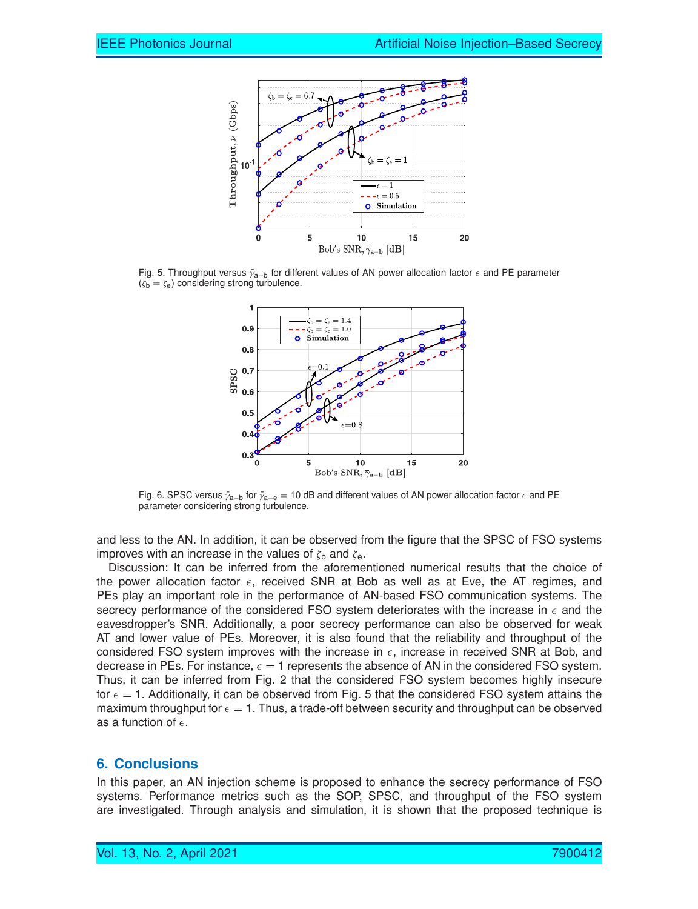Fig. 5. Throughput versus $\bar{\gamma}_{\text{a-b}}$ for different values of AN power allocation factor $\epsilon$ and PE parameter ($\zeta_{\text{b}} = \zeta_{\text{e}}$) considering strong turbulence.

Fig. 6. SPSC versus $\bar{\gamma}_{\text{a-b}}$ for $\bar{\gamma}_{\text{a-e}} = 10$ dB and different values of AN power allocation factor $\epsilon$ and PE parameter considering strong turbulence.

and less to the AN. In addition, it can be observed from the figure that the SPSC of FSO systems improves with an increase in the values of $\zeta_{\text{b}}$ and $\zeta_{\text{e}}$.

Discussion: It can be inferred from the aforementioned numerical results that the choice of the power allocation factor $\epsilon$, received SNR at Bob as well as at Eve, the AT regimes, and PEs play an important role in the performance of AN-based FSO communication systems. The secrecy performance of the considered FSO system deteriorates with the increase in $\epsilon$ and the eavesdropper's SNR. Additionally, a poor secrecy performance can also be observed for weak AT and lower value of PEs. Moreover, it is also found that the reliability and throughput of the considered FSO system improves with the increase in $\epsilon$, increase in received SNR at Bob, and decrease in PEs. For instance, $\epsilon = 1$ represents the absence of AN in the considered FSO system. Thus, it can be inferred from Fig. 2 that the considered FSO system becomes highly insecure for $\epsilon = 1$. Additionally, it can be observed from Fig. 5 that the considered FSO system attains the maximum throughput for $\epsilon = 1$. Thus, a trade-off between security and throughput can be observed as a function of $\epsilon$.

## 6. Conclusions

In this paper, an AN injection scheme is proposed to enhance the secrecy performance of FSO systems. Performance metrics such as the SOP, SPSC, and throughput of the FSO system are investigated. Through analysis and simulation, it is shown that the proposed technique is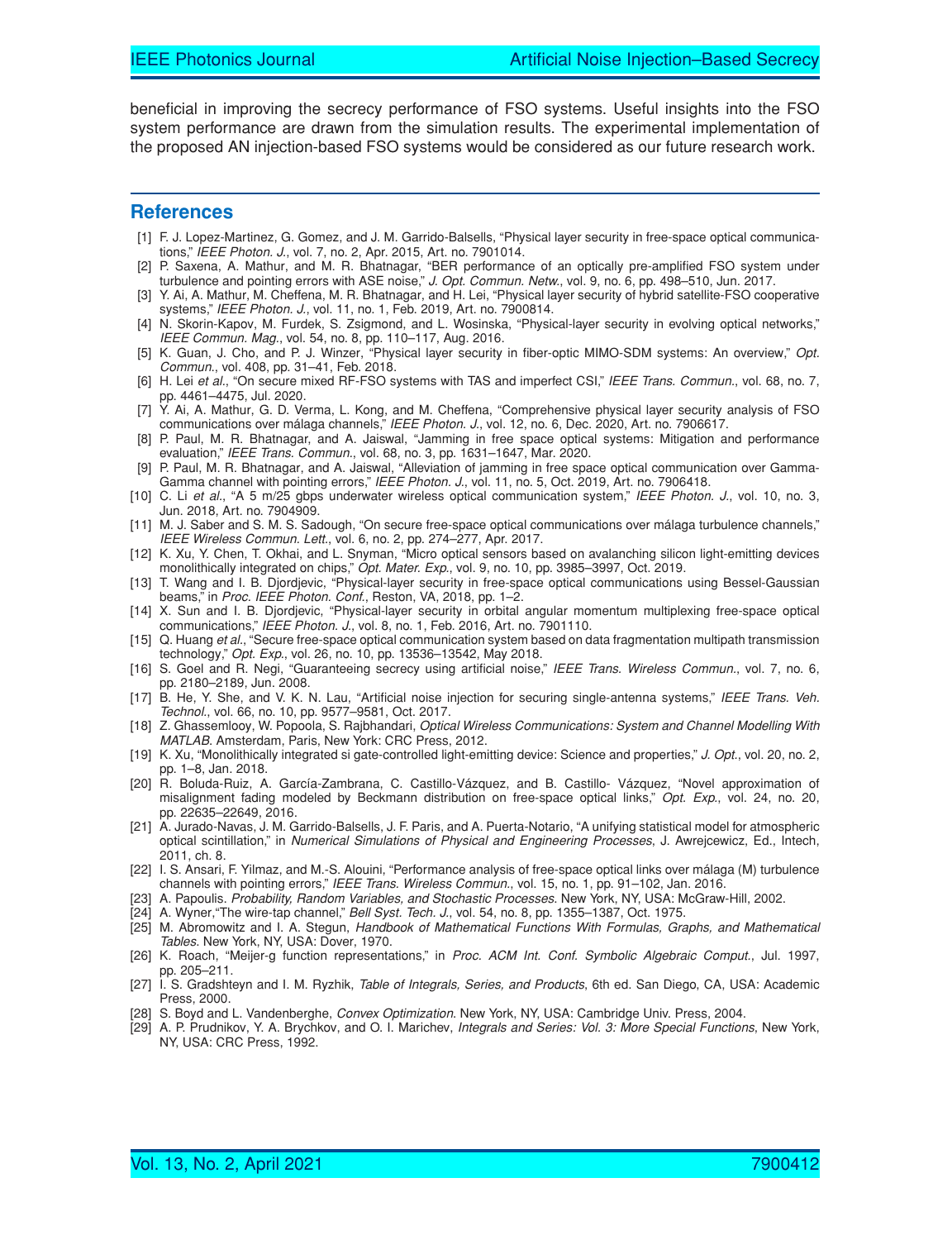beneficial in improving the secrecy performance of FSO systems. Useful insights into the FSO system performance are drawn from the simulation results. The experimental implementation of the proposed AN injection-based FSO systems would be considered as our future research work.

## References

[1] F. J. Lopez-Martinez, G. Gomez, and J. M. Garrido-Balsells, "Physical layer security in free-space optical communications," *IEEE Photon. J.*, vol. 7, no. 2, Apr. 2015, Art. no. 7901014.

[2] P. Saxena, A. Mathur, and M. R. Bhatnagar, "BER performance of an optically pre-amplified FSO system under turbulence and pointing errors with ASE noise," *J. Opt. Commun. Netw.*, vol. 9, no. 6, pp. 498–510, Jun. 2017.

[3] Y. Ai, A. Mathur, M. Cheffena, M. R. Bhatnagar, and H. Lei, "Physical layer security of hybrid satellite-FSO cooperative systems," *IEEE Photon. J.*, vol. 11, no. 1, Feb. 2019, Art. no. 7900814.

[4] N. Skorin-Kapov, M. Furdek, S. Zsigmond, and L. Wosinska, "Physical-layer security in evolving optical networks," *IEEE Commun. Mag.*, vol. 54, no. 8, pp. 110–117, Aug. 2016.

[5] K. Guan, J. Cho, and P. J. Winzer, "Physical layer security in fiber-optic MIMO-SDM systems: An overview," *Opt. Commun.*, vol. 408, pp. 31–41, Feb. 2018.

[6] H. Lei *et al.*, "On secure mixed RF-FSO systems with TAS and imperfect CSI," *IEEE Trans. Commun.*, vol. 68, no. 7, pp. 4461–4475, Jul. 2020.

[7] Y. Ai, A. Mathur, G. D. Verma, L. Kong, and M. Cheffena, "Comprehensive physical layer security analysis of FSO communications over málaga channels," *IEEE Photon. J.*, vol. 12, no. 6, Dec. 2020, Art. no. 7906617.

[8] P. Paul, M. R. Bhatnagar, and A. Jaiswal, "Jamming in free space optical systems: Mitigation and performance evaluation," *IEEE Trans. Commun.*, vol. 68, no. 3, pp. 1631–1647, Mar. 2020.

[9] P. Paul, M. R. Bhatnagar, and A. Jaiswal, "Alleviation of jamming in free space optical communication over Gamma-Gamma channel with pointing errors," *IEEE Photon. J.*, vol. 11, no. 5, Oct. 2019, Art. no. 7906418.

[10] C. Li *et al.*, "A 5 m/25 gbps underwater wireless optical communication system," *IEEE Photon. J.*, vol. 10, no. 3, Jun. 2018, Art. no. 7904909.

[11] M. J. Saber and S. M. S. Sadough, "On secure free-space optical communications over málaga turbulence channels," *IEEE Wireless Commun. Lett.*, vol. 6, no. 2, pp. 274–277, Apr. 2017.

[12] K. Xu, Y. Chen, T. Okhai, and L. Snyman, "Micro optical sensors based on avalanching silicon light-emitting devices monolithically integrated on chips," *Opt. Mater. Exp.*, vol. 9, no. 10, pp. 3985–3997, Oct. 2019.

[13] T. Wang and I. B. Djordjevic, "Physical-layer security in free-space optical communications using Bessel-Gaussian beams," in *Proc. IEEE Photon. Conf.*, Reston, VA, 2018, pp. 1–2.

[14] X. Sun and I. B. Djordjevic, "Physical-layer security in orbital angular momentum multiplexing free-space optical communications," *IEEE Photon. J.*, vol. 8, no. 1, Feb. 2016, Art. no. 7901110.

[15] Q. Huang *et al.*, "Secure free-space optical communication system based on data fragmentation multipath transmission technology," *Opt. Exp.*, vol. 26, no. 10, pp. 13536–13542, May 2018.

[16] S. Goel and R. Negi, "Guaranteeing secrecy using artificial noise," *IEEE Trans. Wireless Commun.*, vol. 7, no. 6, pp. 2180–2189, Jun. 2008.

[17] B. He, Y. She, and V. K. N. Lau, "Artificial noise injection for securing single-antenna systems," *IEEE Trans. Veh. Technol.*, vol. 66, no. 10, pp. 9577–9581, Oct. 2017.

[18] Z. Ghassemlooy, W. Popoola, S. Rajbhandari, *Optical Wireless Communications: System and Channel Modelling With MATLAB*. Amsterdam, Paris, New York: CRC Press, 2012.

[19] K. Xu, "Monolithically integrated si gate-controlled light-emitting device: Science and properties," *J. Opt.*, vol. 20, no. 2, pp. 1–8, Jan. 2018.

[20] R. Boluda-Ruiz, A. García-Zambrana, C. Castillo-Vázquez, and B. Castillo- Vázquez, "Novel approximation of misalignment fading modeled by Beckmann distribution on free-space optical links," *Opt. Exp.*, vol. 24, no. 20, pp. 22635–22649, 2016.

[21] A. Jurado-Navas, J. M. Garrido-Balsells, J. F. Paris, and A. Puerta-Notario, "A unifying statistical model for atmospheric optical scintillation," in *Numerical Simulations of Physical and Engineering Processes*, J. Awrejcewicz, Ed., Intech, 2011, ch. 8.

[22] I. S. Ansari, F. Yilmaz, and M.-S. Alouini, "Performance analysis of free-space optical links over málaga (M) turbulence channels with pointing errors," *IEEE Trans. Wireless Commun.*, vol. 15, no. 1, pp. 91–102, Jan. 2016.

[23] A. Papoulis. *Probability, Random Variables, and Stochastic Processes*. New York, NY, USA: McGraw-Hill, 2002.

[24] A. Wyner,"The wire-tap channel," *Bell Syst. Tech. J.*, vol. 54, no. 8, pp. 1355–1387, Oct. 1975.

[25] M. Abromowitz and I. A. Stegun, *Handbook of Mathematical Functions With Formulas, Graphs, and Mathematical Tables*. New York, NY, USA: Dover, 1970.

[26] K. Roach, "Meijer-g function representations," in *Proc. ACM Int. Conf. Symbolic Algebraic Comput.*, Jul. 1997, pp. 205–211.

[27] I. S. Gradshteyn and I. M. Ryzhik, *Table of Integrals, Series, and Products*, 6th ed. San Diego, CA, USA: Academic Press, 2000.

[28] S. Boyd and L. Vandenberghe, *Convex Optimization*. New York, NY, USA: Cambridge Univ. Press, 2004.

[29] A. P. Prudnikov, Y. A. Brychkov, and O. I. Marichev, *Integrals and Series: Vol. 3: More Special Functions*, New York, NY, USA: CRC Press, 1992.